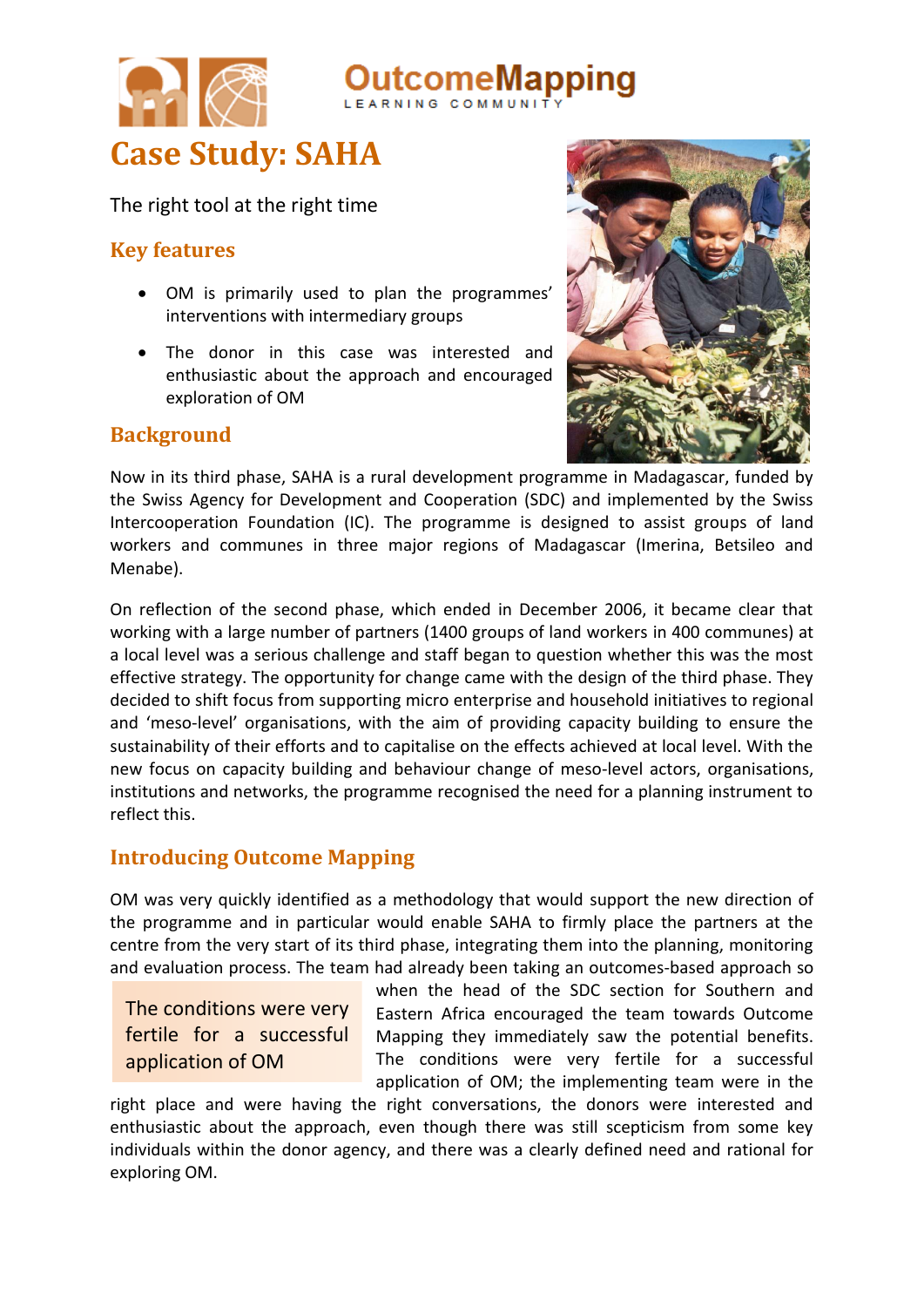OutcomeMapping
LEARNING COMMUNITY

# Case Study: SAHA

The right tool at the right time

## Key features

- OM is primarily used to plan the programmes' interventions with intermediary groups
- The donor in this case was interested and enthusiastic about the approach and encouraged exploration of OM

## Background

Now in its third phase, SAHA is a rural development programme in Madagascar, funded by the Swiss Agency for Development and Cooperation (SDC) and implemented by the Swiss Intercooperation Foundation (IC). The programme is designed to assist groups of land workers and communes in three major regions of Madagascar (Imerina, Betsileo and Menabe).

On reflection of the second phase, which ended in December 2006, it became clear that working with a large number of partners (1400 groups of land workers in 400 communes) at a local level was a serious challenge and staff began to question whether this was the most effective strategy. The opportunity for change came with the design of the third phase. They decided to shift focus from supporting micro enterprise and household initiatives to regional and 'meso-level' organisations, with the aim of providing capacity building to ensure the sustainability of their efforts and to capitalise on the effects achieved at local level. With the new focus on capacity building and behaviour change of meso-level actors, organisations, institutions and networks, the programme recognised the need for a planning instrument to reflect this.

## Introducing Outcome Mapping

OM was very quickly identified as a methodology that would support the new direction of the programme and in particular would enable SAHA to firmly place the partners at the centre from the very start of its third phase, integrating them into the planning, monitoring and evaluation process. The team had already been taking an outcomes-based approach so when the head of the SDC section for Southern and Eastern Africa encouraged the team towards Outcome Mapping they immediately saw the potential benefits. The conditions were very fertile for a successful application of OM; the implementing team were in the right place and were having the right conversations, the donors were interested and enthusiastic about the approach, even though there was still scepticism from some key individuals within the donor agency, and there was a clearly defined need and rational for exploring OM.

> The conditions were very fertile for a successful application of OM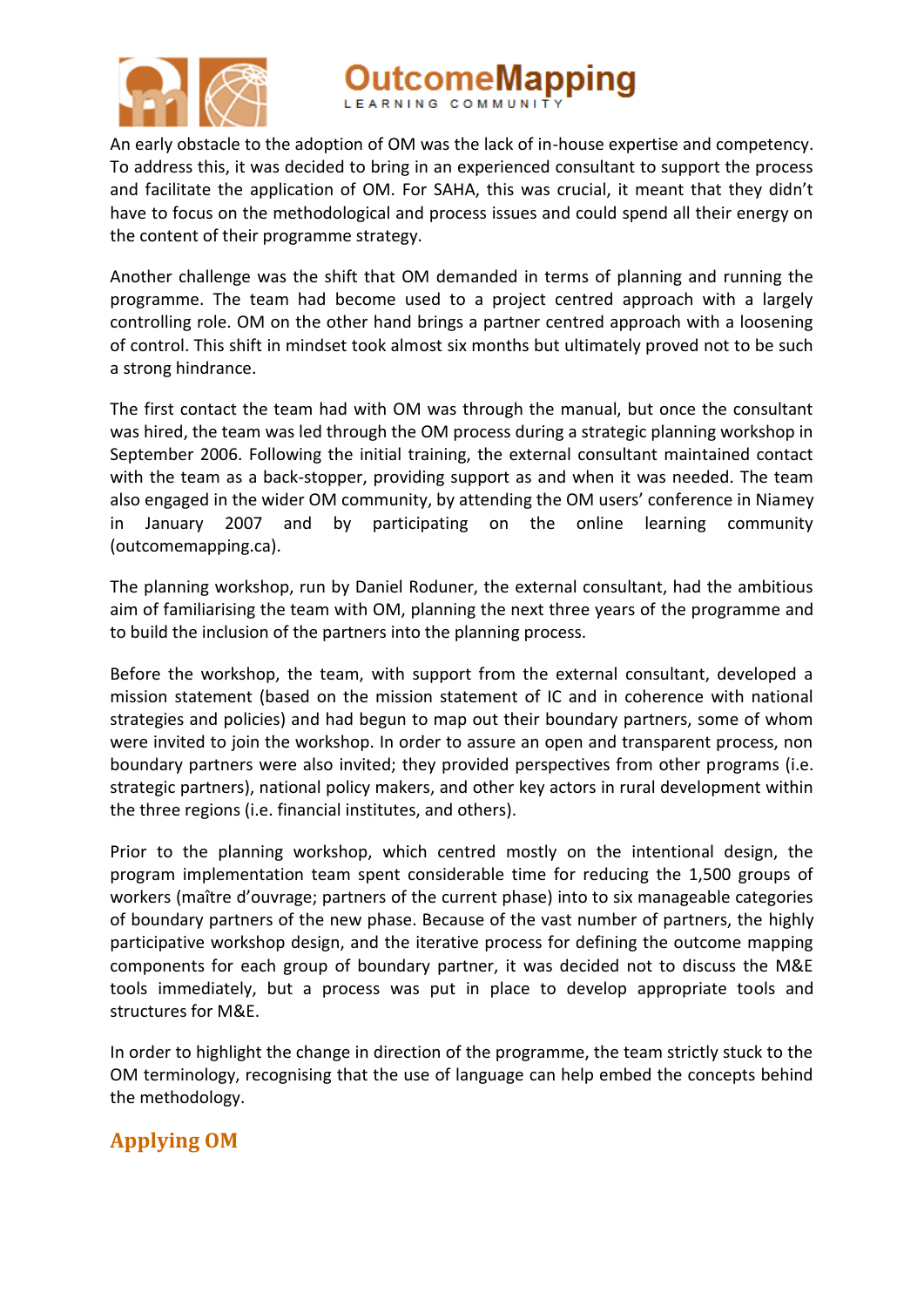An early obstacle to the adoption of OM was the lack of in-house expertise and competency. To address this, it was decided to bring in an experienced consultant to support the process and facilitate the application of OM. For SAHA, this was crucial, it meant that they didn't have to focus on the methodological and process issues and could spend all their energy on the content of their programme strategy.

Another challenge was the shift that OM demanded in terms of planning and running the programme. The team had become used to a project centred approach with a largely controlling role. OM on the other hand brings a partner centred approach with a loosening of control. This shift in mindset took almost six months but ultimately proved not to be such a strong hindrance.

The first contact the team had with OM was through the manual, but once the consultant was hired, the team was led through the OM process during a strategic planning workshop in September 2006. Following the initial training, the external consultant maintained contact with the team as a back-stopper, providing support as and when it was needed. The team also engaged in the wider OM community, by attending the OM users' conference in Niamey in January 2007 and by participating on the online learning community (outcomemapping.ca).

The planning workshop, run by Daniel Roduner, the external consultant, had the ambitious aim of familiarising the team with OM, planning the next three years of the programme and to build the inclusion of the partners into the planning process.

Before the workshop, the team, with support from the external consultant, developed a mission statement (based on the mission statement of IC and in coherence with national strategies and policies) and had begun to map out their boundary partners, some of whom were invited to join the workshop. In order to assure an open and transparent process, non boundary partners were also invited; they provided perspectives from other programs (i.e. strategic partners), national policy makers, and other key actors in rural development within the three regions (i.e. financial institutes, and others).

Prior to the planning workshop, which centred mostly on the intentional design, the program implementation team spent considerable time for reducing the 1,500 groups of workers (maître d'ouvrage; partners of the current phase) into to six manageable categories of boundary partners of the new phase. Because of the vast number of partners, the highly participative workshop design, and the iterative process for defining the outcome mapping components for each group of boundary partner, it was decided not to discuss the M&E tools immediately, but a process was put in place to develop appropriate tools and structures for M&E.

In order to highlight the change in direction of the programme, the team strictly stuck to the OM terminology, recognising that the use of language can help embed the concepts behind the methodology.

## Applying OM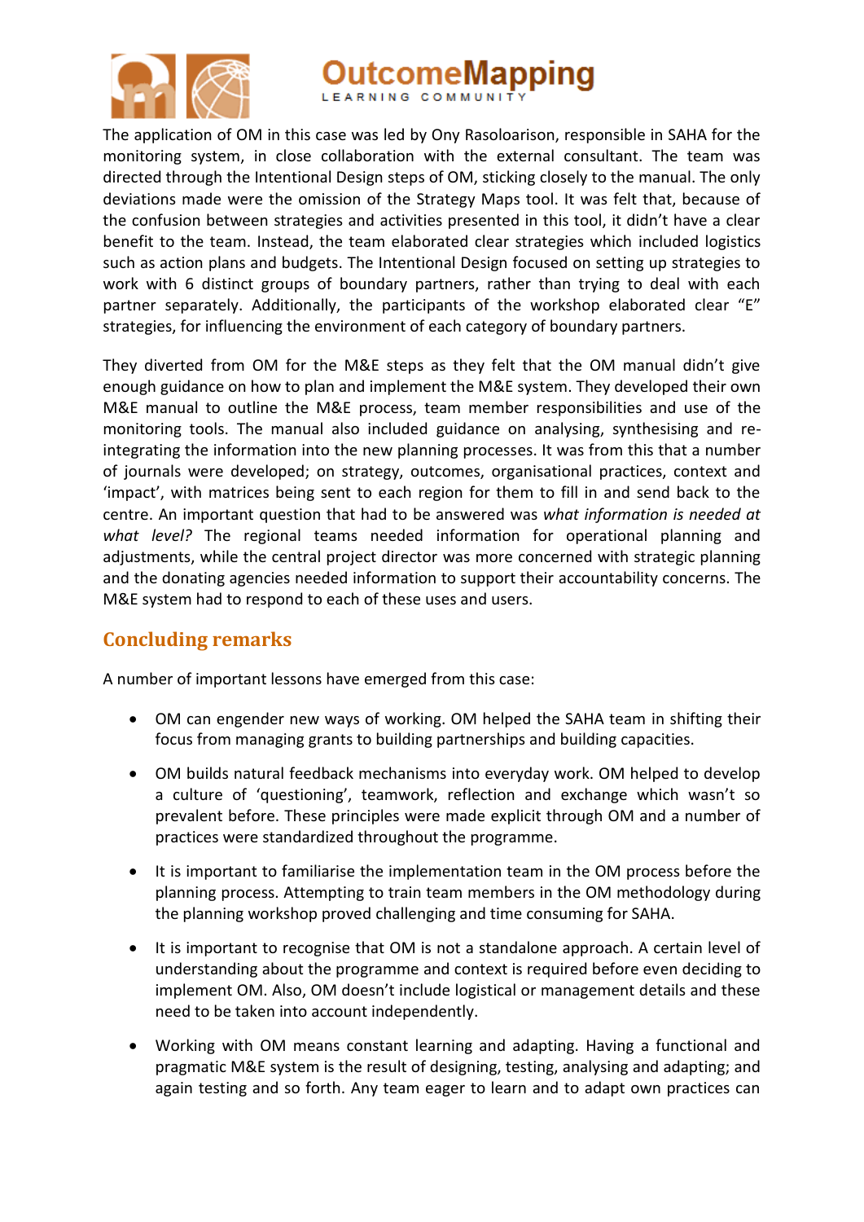The application of OM in this case was led by Ony Rasoloarison, responsible in SAHA for the monitoring system, in close collaboration with the external consultant. The team was directed through the Intentional Design steps of OM, sticking closely to the manual. The only deviations made were the omission of the Strategy Maps tool. It was felt that, because of the confusion between strategies and activities presented in this tool, it didn't have a clear benefit to the team. Instead, the team elaborated clear strategies which included logistics such as action plans and budgets. The Intentional Design focused on setting up strategies to work with 6 distinct groups of boundary partners, rather than trying to deal with each partner separately. Additionally, the participants of the workshop elaborated clear "E" strategies, for influencing the environment of each category of boundary partners.

They diverted from OM for the M&E steps as they felt that the OM manual didn't give enough guidance on how to plan and implement the M&E system. They developed their own M&E manual to outline the M&E process, team member responsibilities and use of the monitoring tools. The manual also included guidance on analysing, synthesising and re-integrating the information into the new planning processes. It was from this that a number of journals were developed; on strategy, outcomes, organisational practices, context and 'impact', with matrices being sent to each region for them to fill in and send back to the centre. An important question that had to be answered was *what information is needed at what level?* The regional teams needed information for operational planning and adjustments, while the central project director was more concerned with strategic planning and the donating agencies needed information to support their accountability concerns. The M&E system had to respond to each of these uses and users.

## Concluding remarks

A number of important lessons have emerged from this case:

- OM can engender new ways of working. OM helped the SAHA team in shifting their focus from managing grants to building partnerships and building capacities.
- OM builds natural feedback mechanisms into everyday work. OM helped to develop a culture of 'questioning', teamwork, reflection and exchange which wasn't so prevalent before. These principles were made explicit through OM and a number of practices were standardized throughout the programme.
- It is important to familiarise the implementation team in the OM process before the planning process. Attempting to train team members in the OM methodology during the planning workshop proved challenging and time consuming for SAHA.
- It is important to recognise that OM is not a standalone approach. A certain level of understanding about the programme and context is required before even deciding to implement OM. Also, OM doesn't include logistical or management details and these need to be taken into account independently.
- Working with OM means constant learning and adapting. Having a functional and pragmatic M&E system is the result of designing, testing, analysing and adapting; and again testing and so forth. Any team eager to learn and to adapt own practices can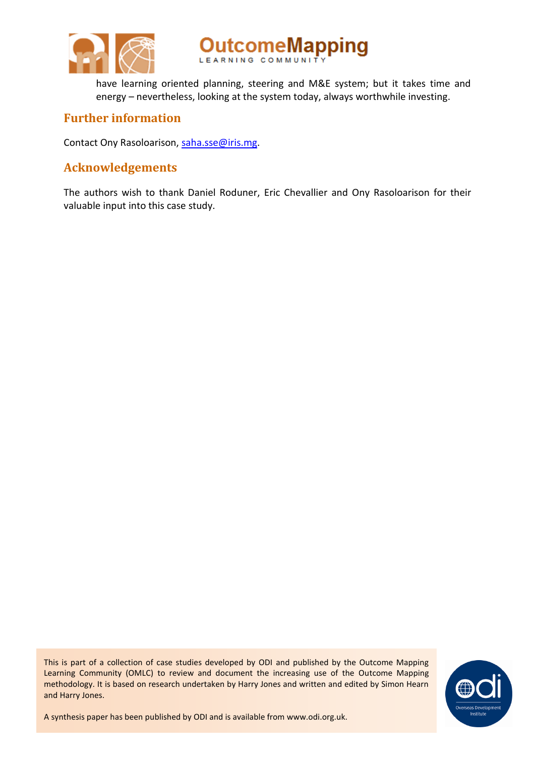have learning oriented planning, steering and M&E system; but it takes time and energy – nevertheless, looking at the system today, always worthwhile investing.

## Further information

Contact Ony Rasoloarison, saha.sse@iris.mg.

## Acknowledgements

The authors wish to thank Daniel Roduner, Eric Chevallier and Ony Rasoloarison for their valuable input into this case study.

This is part of a collection of case studies developed by ODI and published by the Outcome Mapping Learning Community (OMLC) to review and document the increasing use of the Outcome Mapping methodology. It is based on research undertaken by Harry Jones and written and edited by Simon Hearn and Harry Jones.

A synthesis paper has been published by ODI and is available from www.odi.org.uk.